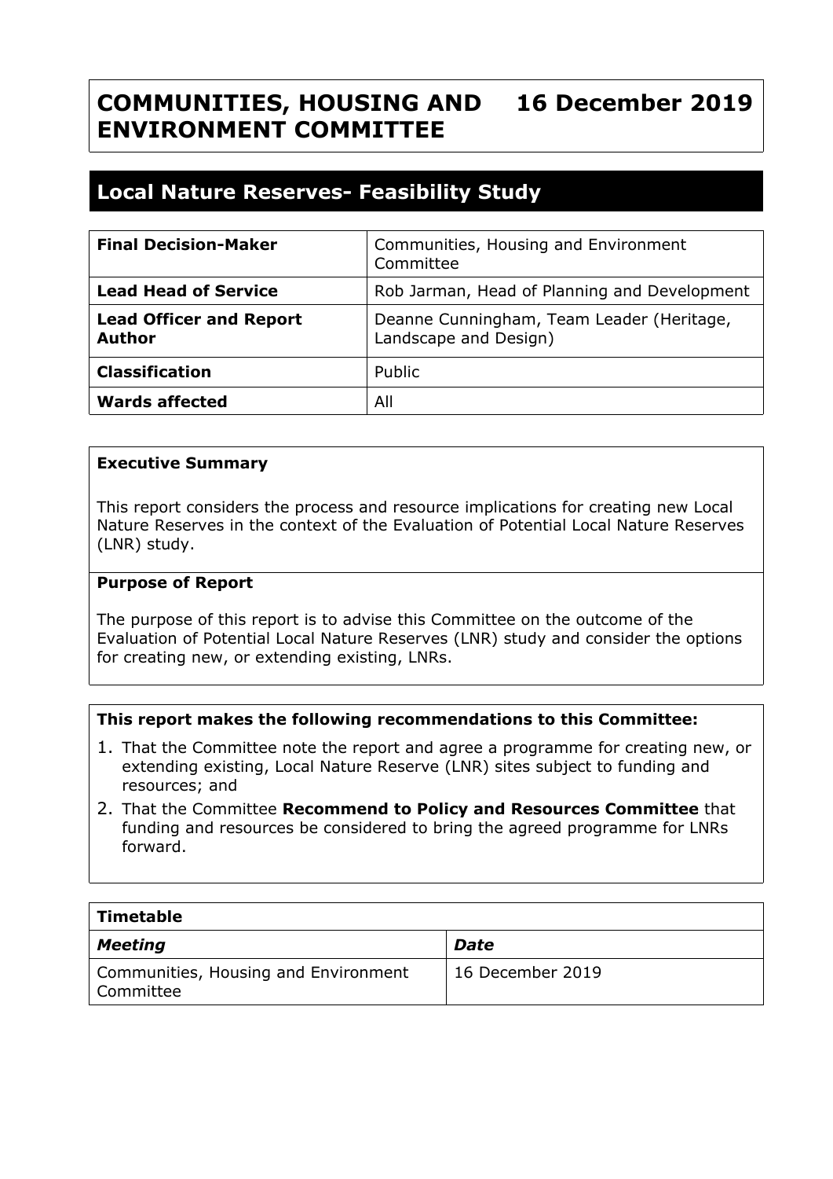# COMMUNITIES, HOUSING AND ENVIRONMENT COMMITTEE — 16 December 2019

## Local Nature Reserves- Feasibility Study

| | |
|---|---|
| **Final Decision-Maker** | Communities, Housing and Environment Committee |
| **Lead Head of Service** | Rob Jarman, Head of Planning and Development |
| **Lead Officer and Report Author** | Deanne Cunningham, Team Leader (Heritage, Landscape and Design) |
| **Classification** | Public |
| **Wards affected** | All |

**Executive Summary**

This report considers the process and resource implications for creating new Local Nature Reserves in the context of the Evaluation of Potential Local Nature Reserves (LNR) study.

**Purpose of Report**

The purpose of this report is to advise this Committee on the outcome of the Evaluation of Potential Local Nature Reserves (LNR) study and consider the options for creating new, or extending existing, LNRs.

**This report makes the following recommendations to this Committee:**

1. That the Committee note the report and agree a programme for creating new, or extending existing, Local Nature Reserve (LNR) sites subject to funding and resources; and
2. That the Committee **Recommend to Policy and Resources Committee** that funding and resources be considered to bring the agreed programme for LNRs forward.

| **Timetable** | |
|---|---|
| ***Meeting*** | ***Date*** |
| Communities, Housing and Environment Committee | 16 December 2019 |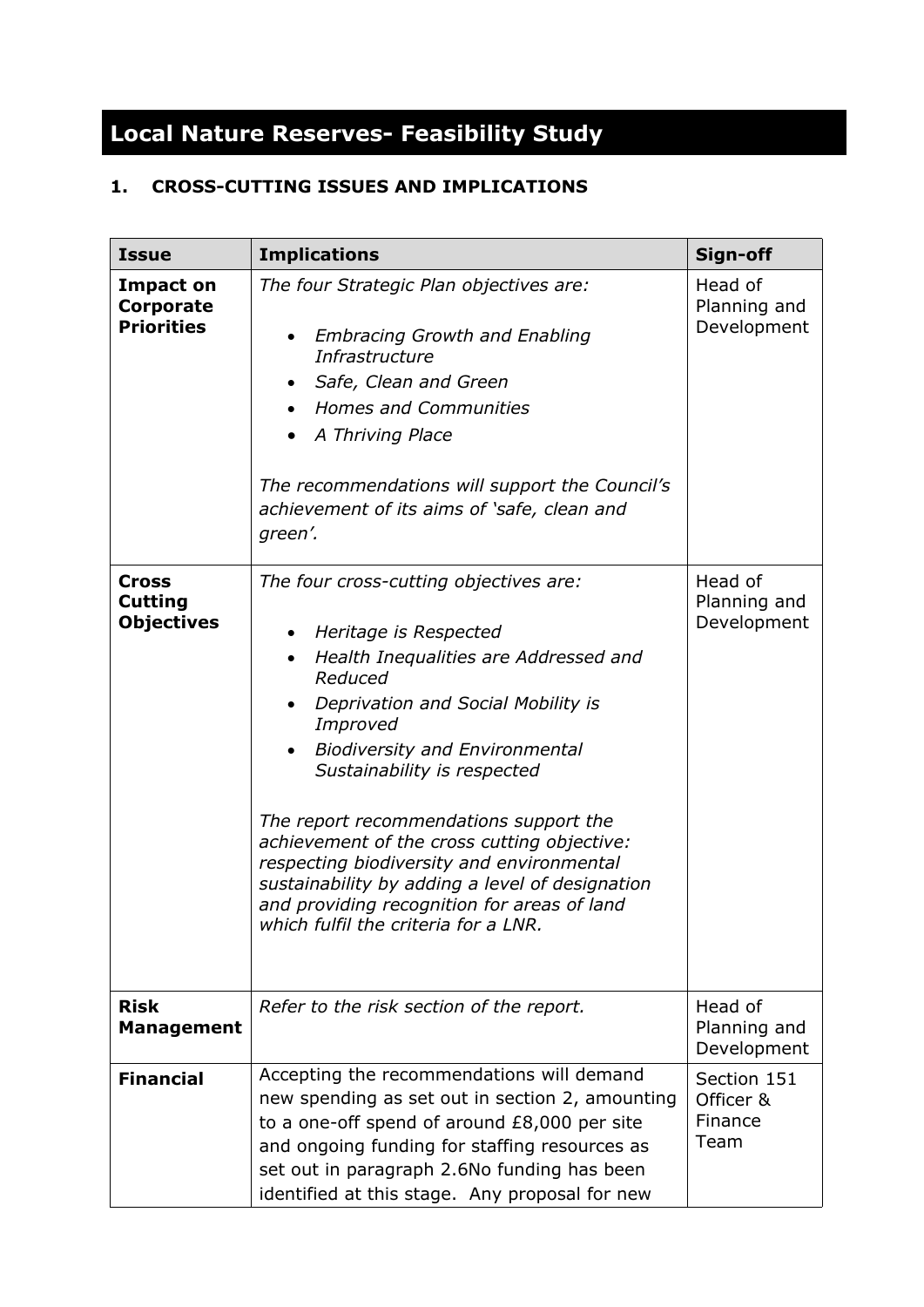# Local Nature Reserves- Feasibility Study

## 1. CROSS-CUTTING ISSUES AND IMPLICATIONS

| Issue | Implications | Sign-off |
|---|---|---|
| **Impact on Corporate Priorities** | *The four Strategic Plan objectives are:*<br><br>• *Embracing Growth and Enabling Infrastructure*<br>• *Safe, Clean and Green*<br>• *Homes and Communities*<br>• *A Thriving Place*<br><br>*The recommendations will support the Council's achievement of its aims of 'safe, clean and green'.* | Head of Planning and Development |
| **Cross Cutting Objectives** | *The four cross-cutting objectives are:*<br><br>• *Heritage is Respected*<br>• *Health Inequalities are Addressed and Reduced*<br>• *Deprivation and Social Mobility is Improved*<br>• *Biodiversity and Environmental Sustainability is respected*<br><br>*The report recommendations support the achievement of the cross cutting objective: respecting biodiversity and environmental sustainability by adding a level of designation and providing recognition for areas of land which fulfil the criteria for a LNR.* | Head of Planning and Development |
| **Risk Management** | *Refer to the risk section of the report.* | Head of Planning and Development |
| **Financial** | Accepting the recommendations will demand new spending as set out in section 2, amounting to a one-off spend of around £8,000 per site and ongoing funding for staffing resources as set out in paragraph 2.6No funding has been identified at this stage. Any proposal for new | Section 151 Officer & Finance Team |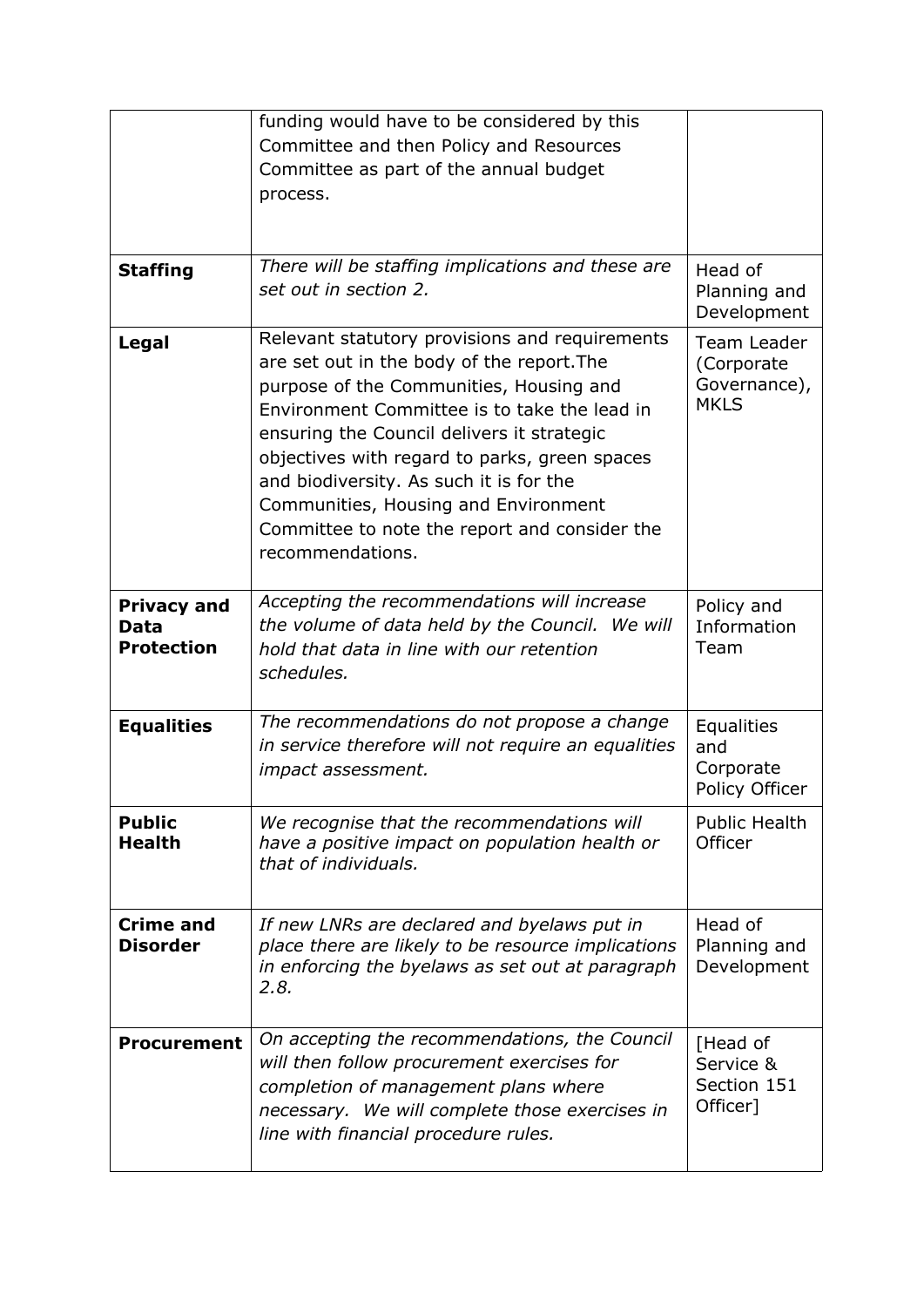|  |  |  |
|---|---|---|
|  | funding would have to be considered by this Committee and then Policy and Resources Committee as part of the annual budget process. |  |
| **Staffing** | *There will be staffing implications and these are set out in section 2.* | Head of Planning and Development |
| **Legal** | Relevant statutory provisions and requirements are set out in the body of the report.The purpose of the Communities, Housing and Environment Committee is to take the lead in ensuring the Council delivers it strategic objectives with regard to parks, green spaces and biodiversity. As such it is for the Communities, Housing and Environment Committee to note the report and consider the recommendations. | Team Leader (Corporate Governance), MKLS |
| **Privacy and Data Protection** | *Accepting the recommendations will increase the volume of data held by the Council. We will hold that data in line with our retention schedules.* | Policy and Information Team |
| **Equalities** | *The recommendations do not propose a change in service therefore will not require an equalities impact assessment.* | Equalities and Corporate Policy Officer |
| **Public Health** | *We recognise that the recommendations will have a positive impact on population health or that of individuals.* | Public Health Officer |
| **Crime and Disorder** | *If new LNRs are declared and byelaws put in place there are likely to be resource implications in enforcing the byelaws as set out at paragraph 2.8.* | Head of Planning and Development |
| **Procurement** | *On accepting the recommendations, the Council will then follow procurement exercises for completion of management plans where necessary. We will complete those exercises in line with financial procedure rules.* | [Head of Service & Section 151 Officer] |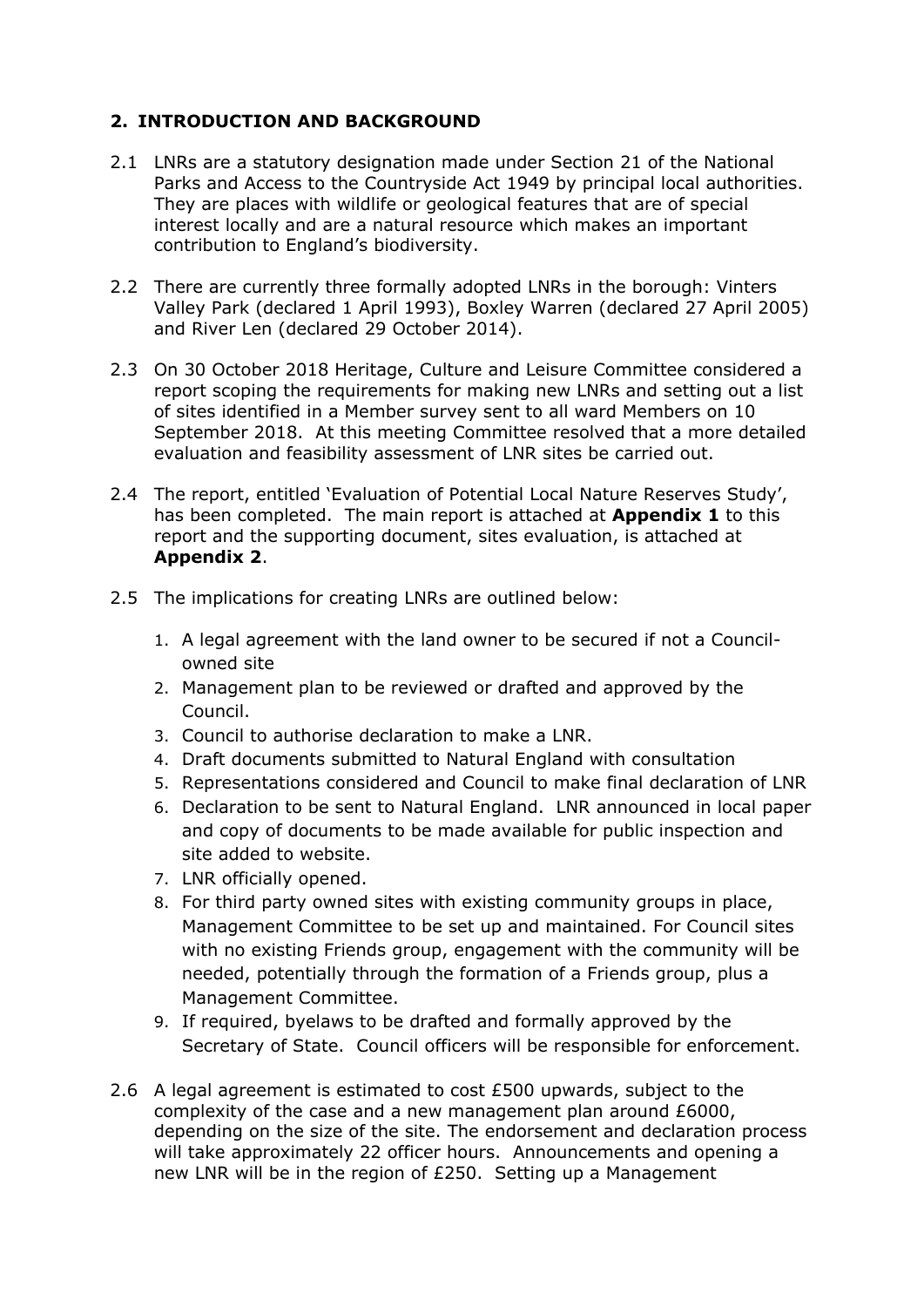## 2. INTRODUCTION AND BACKGROUND

2.1 LNRs are a statutory designation made under Section 21 of the National Parks and Access to the Countryside Act 1949 by principal local authorities. They are places with wildlife or geological features that are of special interest locally and are a natural resource which makes an important contribution to England's biodiversity.

2.2 There are currently three formally adopted LNRs in the borough: Vinters Valley Park (declared 1 April 1993), Boxley Warren (declared 27 April 2005) and River Len (declared 29 October 2014).

2.3 On 30 October 2018 Heritage, Culture and Leisure Committee considered a report scoping the requirements for making new LNRs and setting out a list of sites identified in a Member survey sent to all ward Members on 10 September 2018. At this meeting Committee resolved that a more detailed evaluation and feasibility assessment of LNR sites be carried out.

2.4 The report, entitled 'Evaluation of Potential Local Nature Reserves Study', has been completed. The main report is attached at **Appendix 1** to this report and the supporting document, sites evaluation, is attached at **Appendix 2**.

2.5 The implications for creating LNRs are outlined below:

1. A legal agreement with the land owner to be secured if not a Council-owned site
2. Management plan to be reviewed or drafted and approved by the Council.
3. Council to authorise declaration to make a LNR.
4. Draft documents submitted to Natural England with consultation
5. Representations considered and Council to make final declaration of LNR
6. Declaration to be sent to Natural England. LNR announced in local paper and copy of documents to be made available for public inspection and site added to website.
7. LNR officially opened.
8. For third party owned sites with existing community groups in place, Management Committee to be set up and maintained. For Council sites with no existing Friends group, engagement with the community will be needed, potentially through the formation of a Friends group, plus a Management Committee.
9. If required, byelaws to be drafted and formally approved by the Secretary of State. Council officers will be responsible for enforcement.

2.6 A legal agreement is estimated to cost £500 upwards, subject to the complexity of the case and a new management plan around £6000, depending on the size of the site. The endorsement and declaration process will take approximately 22 officer hours. Announcements and opening a new LNR will be in the region of £250. Setting up a Management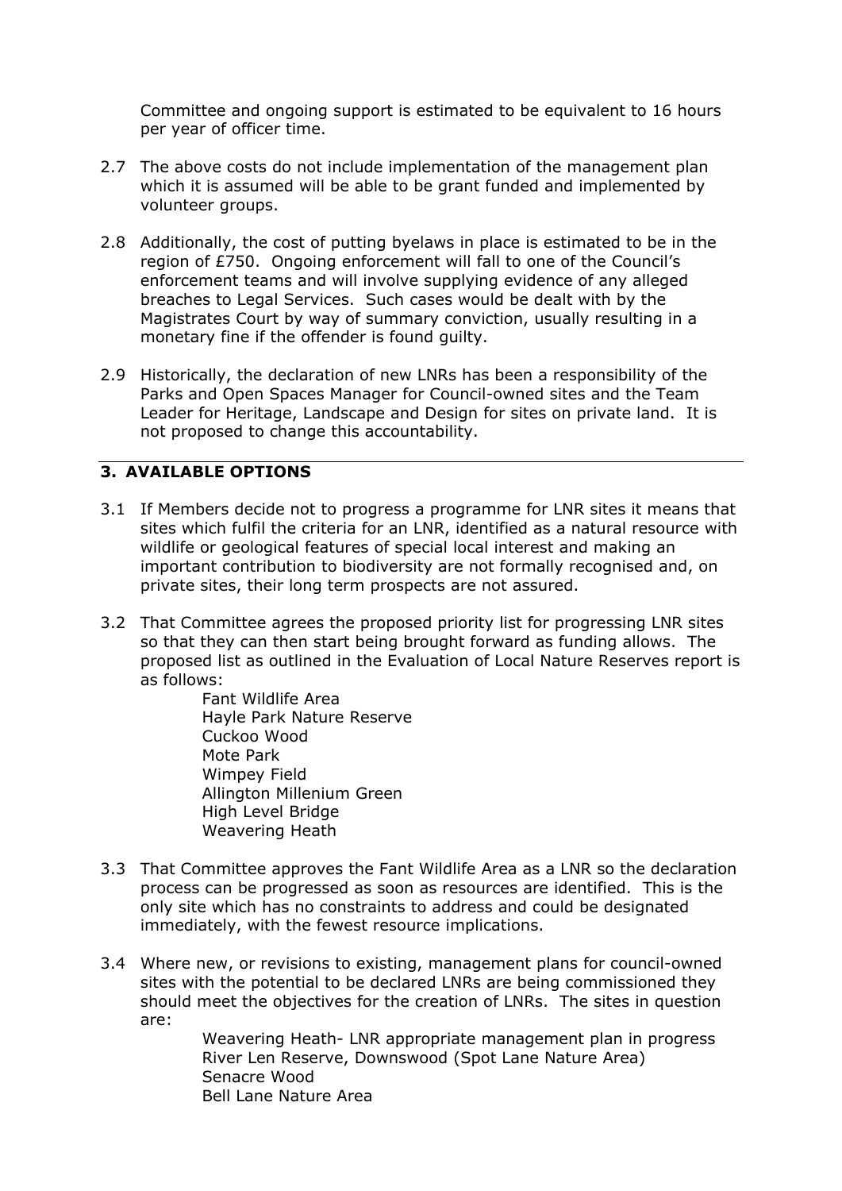Committee and ongoing support is estimated to be equivalent to 16 hours per year of officer time.

2.7 The above costs do not include implementation of the management plan which it is assumed will be able to be grant funded and implemented by volunteer groups.

2.8 Additionally, the cost of putting byelaws in place is estimated to be in the region of £750. Ongoing enforcement will fall to one of the Council's enforcement teams and will involve supplying evidence of any alleged breaches to Legal Services. Such cases would be dealt with by the Magistrates Court by way of summary conviction, usually resulting in a monetary fine if the offender is found guilty.

2.9 Historically, the declaration of new LNRs has been a responsibility of the Parks and Open Spaces Manager for Council-owned sites and the Team Leader for Heritage, Landscape and Design for sites on private land. It is not proposed to change this accountability.

## 3. AVAILABLE OPTIONS

3.1 If Members decide not to progress a programme for LNR sites it means that sites which fulfil the criteria for an LNR, identified as a natural resource with wildlife or geological features of special local interest and making an important contribution to biodiversity are not formally recognised and, on private sites, their long term prospects are not assured.

3.2 That Committee agrees the proposed priority list for progressing LNR sites so that they can then start being brought forward as funding allows. The proposed list as outlined in the Evaluation of Local Nature Reserves report is as follows:

Fant Wildlife Area
Hayle Park Nature Reserve
Cuckoo Wood
Mote Park
Wimpey Field
Allington Millenium Green
High Level Bridge
Weavering Heath

3.3 That Committee approves the Fant Wildlife Area as a LNR so the declaration process can be progressed as soon as resources are identified. This is the only site which has no constraints to address and could be designated immediately, with the fewest resource implications.

3.4 Where new, or revisions to existing, management plans for council-owned sites with the potential to be declared LNRs are being commissioned they should meet the objectives for the creation of LNRs. The sites in question are:

Weavering Heath- LNR appropriate management plan in progress
River Len Reserve, Downswood (Spot Lane Nature Area)
Senacre Wood
Bell Lane Nature Area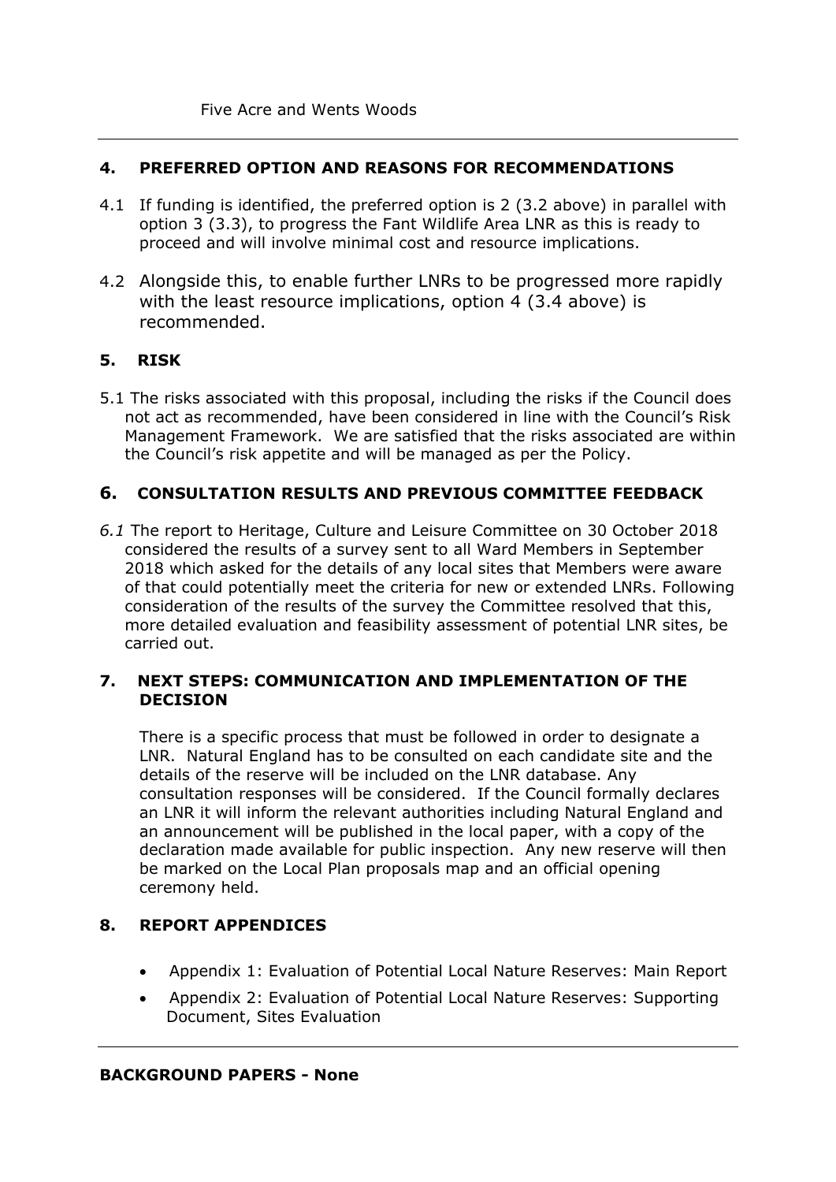Five Acre and Wents Woods

---

## 4. PREFERRED OPTION AND REASONS FOR RECOMMENDATIONS

4.1 If funding is identified, the preferred option is 2 (3.2 above) in parallel with option 3 (3.3), to progress the Fant Wildlife Area LNR as this is ready to proceed and will involve minimal cost and resource implications.

4.2 Alongside this, to enable further LNRs to be progressed more rapidly with the least resource implications, option 4 (3.4 above) is recommended.

## 5. RISK

5.1 The risks associated with this proposal, including the risks if the Council does not act as recommended, have been considered in line with the Council's Risk Management Framework. We are satisfied that the risks associated are within the Council's risk appetite and will be managed as per the Policy.

## 6. CONSULTATION RESULTS AND PREVIOUS COMMITTEE FEEDBACK

*6.1* The report to Heritage, Culture and Leisure Committee on 30 October 2018 considered the results of a survey sent to all Ward Members in September 2018 which asked for the details of any local sites that Members were aware of that could potentially meet the criteria for new or extended LNRs. Following consideration of the results of the survey the Committee resolved that this, more detailed evaluation and feasibility assessment of potential LNR sites, be carried out.

## 7. NEXT STEPS: COMMUNICATION AND IMPLEMENTATION OF THE DECISION

There is a specific process that must be followed in order to designate a LNR. Natural England has to be consulted on each candidate site and the details of the reserve will be included on the LNR database. Any consultation responses will be considered. If the Council formally declares an LNR it will inform the relevant authorities including Natural England and an announcement will be published in the local paper, with a copy of the declaration made available for public inspection. Any new reserve will then be marked on the Local Plan proposals map and an official opening ceremony held.

## 8. REPORT APPENDICES

- Appendix 1: Evaluation of Potential Local Nature Reserves: Main Report
- Appendix 2: Evaluation of Potential Local Nature Reserves: Supporting Document, Sites Evaluation

---

**BACKGROUND PAPERS - None**